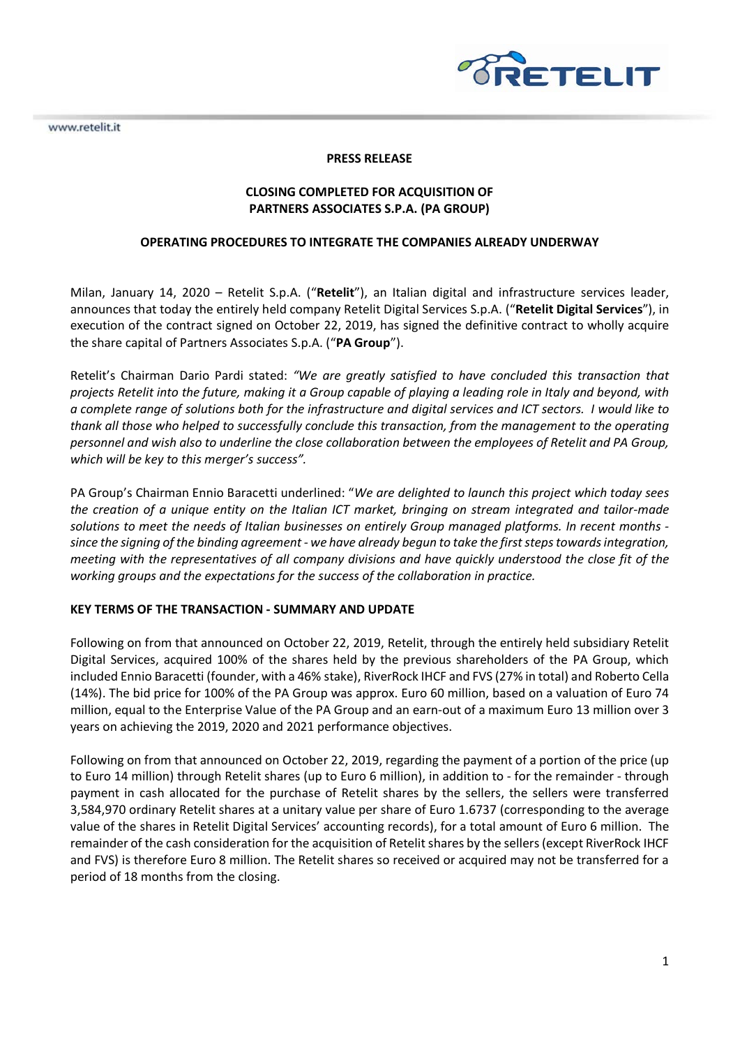**PRESS RELEASE**

**CLOSING COMPLETED FOR ACQUISITION OF PARTNERS ASSOCIATES S.P.A. (PA GROUP)**

**OPERATING PROCEDURES TO INTEGRATE THE COMPANIES ALREADY UNDERWAY**

Milan, January 14, 2020 – Retelit S.p.A. ("**Retelit**"), an Italian digital and infrastructure services leader, announces that today the entirely held company Retelit Digital Services S.p.A. ("**Retelit Digital Services**"), in execution of the contract signed on October 22, 2019, has signed the definitive contract to wholly acquire the share capital of Partners Associates S.p.A. ("**PA Group**").

Retelit's Chairman Dario Pardi stated: *"We are greatly satisfied to have concluded this transaction that projects Retelit into the future, making it a Group capable of playing a leading role in Italy and beyond, with a complete range of solutions both for the infrastructure and digital services and ICT sectors. I would like to thank all those who helped to successfully conclude this transaction, from the management to the operating personnel and wish also to underline the close collaboration between the employees of Retelit and PA Group, which will be key to this merger's success".*

PA Group's Chairman Ennio Baracetti underlined: "*We are delighted to launch this project which today sees the creation of a unique entity on the Italian ICT market, bringing on stream integrated and tailor-made solutions to meet the needs of Italian businesses on entirely Group managed platforms. In recent months - since the signing of the binding agreement - we have already begun to take the first steps towards integration, meeting with the representatives of all company divisions and have quickly understood the close fit of the working groups and the expectations for the success of the collaboration in practice.*

**KEY TERMS OF THE TRANSACTION - SUMMARY AND UPDATE**

Following on from that announced on October 22, 2019, Retelit, through the entirely held subsidiary Retelit Digital Services, acquired 100% of the shares held by the previous shareholders of the PA Group, which included Ennio Baracetti (founder, with a 46% stake), RiverRock IHCF and FVS (27% in total) and Roberto Cella (14%). The bid price for 100% of the PA Group was approx. Euro 60 million, based on a valuation of Euro 74 million, equal to the Enterprise Value of the PA Group and an earn-out of a maximum Euro 13 million over 3 years on achieving the 2019, 2020 and 2021 performance objectives.

Following on from that announced on October 22, 2019, regarding the payment of a portion of the price (up to Euro 14 million) through Retelit shares (up to Euro 6 million), in addition to - for the remainder - through payment in cash allocated for the purchase of Retelit shares by the sellers, the sellers were transferred 3,584,970 ordinary Retelit shares at a unitary value per share of Euro 1.6737 (corresponding to the average value of the shares in Retelit Digital Services' accounting records), for a total amount of Euro 6 million. The remainder of the cash consideration for the acquisition of Retelit shares by the sellers (except RiverRock IHCF and FVS) is therefore Euro 8 million. The Retelit shares so received or acquired may not be transferred for a period of 18 months from the closing.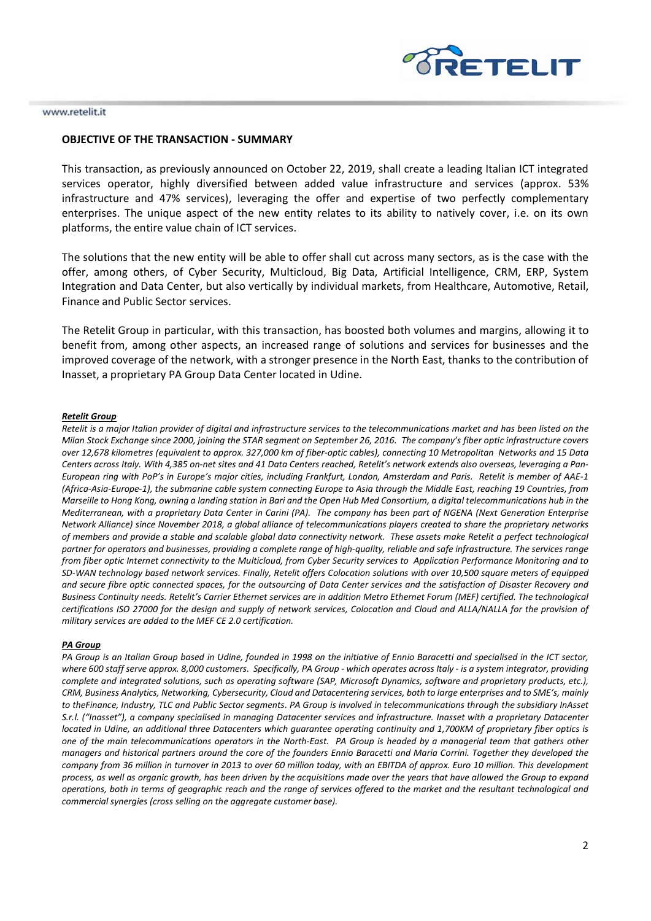**OBJECTIVE OF THE TRANSACTION - SUMMARY**

This transaction, as previously announced on October 22, 2019, shall create a leading Italian ICT integrated services operator, highly diversified between added value infrastructure and services (approx. 53% infrastructure and 47% services), leveraging the offer and expertise of two perfectly complementary enterprises. The unique aspect of the new entity relates to its ability to natively cover, i.e. on its own platforms, the entire value chain of ICT services.

The solutions that the new entity will be able to offer shall cut across many sectors, as is the case with the offer, among others, of Cyber Security, Multicloud, Big Data, Artificial Intelligence, CRM, ERP, System Integration and Data Center, but also vertically by individual markets, from Healthcare, Automotive, Retail, Finance and Public Sector services.

The Retelit Group in particular, with this transaction, has boosted both volumes and margins, allowing it to benefit from, among other aspects, an increased range of solutions and services for businesses and the improved coverage of the network, with a stronger presence in the North East, thanks to the contribution of Inasset, a proprietary PA Group Data Center located in Udine.

***Retelit Group***

*Retelit is a major Italian provider of digital and infrastructure services to the telecommunications market and has been listed on the Milan Stock Exchange since 2000, joining the STAR segment on September 26, 2016. The company's fiber optic infrastructure covers over 12,678 kilometres (equivalent to approx. 327,000 km of fiber-optic cables), connecting 10 Metropolitan Networks and 15 Data Centers across Italy. With 4,385 on-net sites and 41 Data Centers reached, Retelit's network extends also overseas, leveraging a Pan-European ring with PoP's in Europe's major cities, including Frankfurt, London, Amsterdam and Paris. Retelit is member of AAE-1 (Africa-Asia-Europe-1), the submarine cable system connecting Europe to Asia through the Middle East, reaching 19 Countries, from Marseille to Hong Kong, owning a landing station in Bari and the Open Hub Med Consortium, a digital telecommunications hub in the Mediterranean, with a proprietary Data Center in Carini (PA). The company has been part of NGENA (Next Generation Enterprise Network Alliance) since November 2018, a global alliance of telecommunications players created to share the proprietary networks of members and provide a stable and scalable global data connectivity network. These assets make Retelit a perfect technological partner for operators and businesses, providing a complete range of high-quality, reliable and safe infrastructure. The services range from fiber optic Internet connectivity to the Multicloud, from Cyber Security services to Application Performance Monitoring and to SD-WAN technology based network services. Finally, Retelit offers Colocation solutions with over 10,500 square meters of equipped and secure fibre optic connected spaces, for the outsourcing of Data Center services and the satisfaction of Disaster Recovery and Business Continuity needs. Retelit's Carrier Ethernet services are in addition Metro Ethernet Forum (MEF) certified. The technological certifications ISO 27000 for the design and supply of network services, Colocation and Cloud and ALLA/NALLA for the provision of military services are added to the MEF CE 2.0 certification.*

***PA Group***

*PA Group is an Italian Group based in Udine, founded in 1998 on the initiative of Ennio Baracetti and specialised in the ICT sector, where 600 staff serve approx. 8,000 customers. Specifically, PA Group - which operates across Italy - is a system integrator, providing complete and integrated solutions, such as operating software (SAP, Microsoft Dynamics, software and proprietary products, etc.), CRM, Business Analytics, Networking, Cybersecurity, Cloud and Datacentering services, both to large enterprises and to SME's, mainly to theFinance, Industry, TLC and Public Sector segments. PA Group is involved in telecommunications through the subsidiary InAsset S.r.l. ("Inasset"), a company specialised in managing Datacenter services and infrastructure. Inasset with a proprietary Datacenter located in Udine, an additional three Datacenters which guarantee operating continuity and 1,700KM of proprietary fiber optics is one of the main telecommunications operators in the North-East. PA Group is headed by a managerial team that gathers other managers and historical partners around the core of the founders Ennio Baracetti and Maria Corrini. Together they developed the company from 36 million in turnover in 2013 to over 60 million today, with an EBITDA of approx. Euro 10 million. This development process, as well as organic growth, has been driven by the acquisitions made over the years that have allowed the Group to expand operations, both in terms of geographic reach and the range of services offered to the market and the resultant technological and commercial synergies (cross selling on the aggregate customer base).*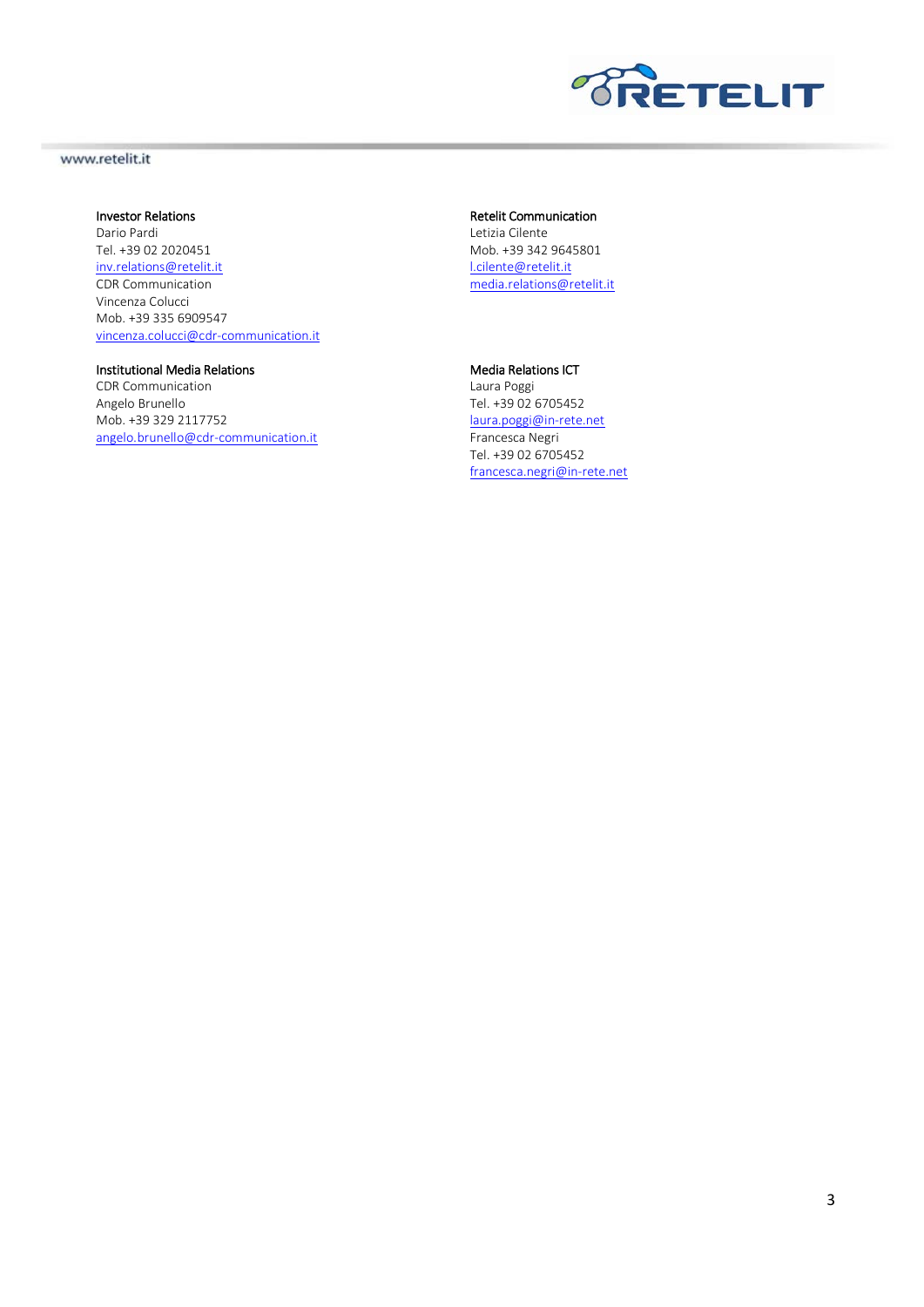**Investor Relations**
Dario Pardi
Tel. +39 02 2020451
inv.relations@retelit.it
CDR Communication
Vincenza Colucci
Mob. +39 335 6909547
vincenza.colucci@cdr-communication.it

**Retelit Communication**
Letizia Cilente
Mob. +39 342 9645801
l.cilente@retelit.it
media.relations@retelit.it

**Institutional Media Relations**
CDR Communication
Angelo Brunello
Mob. +39 329 2117752
angelo.brunello@cdr-communication.it

**Media Relations ICT**
Laura Poggi
Tel. +39 02 6705452
laura.poggi@in-rete.net
Francesca Negri
Tel. +39 02 6705452
francesca.negri@in-rete.net